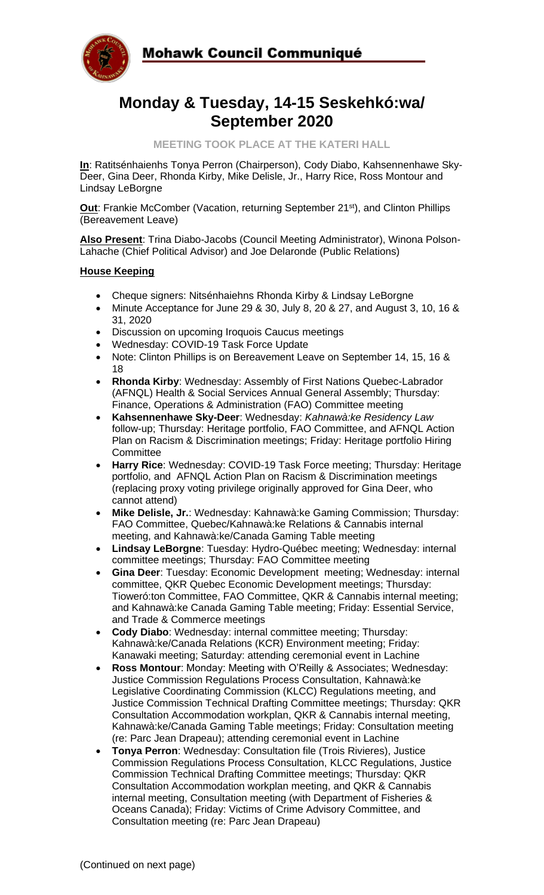**Mohawk Council Communiqué**

# Monday & Tuesday, 14-15 Seskehkó:wa/ September 2020

**MEETING TOOK PLACE AT THE KATERI HALL**

**In**: Ratiténhaienhs Tonya Perron (Chairperson), Cody Diabo, Kahsennenhawe Sky-Deer, Gina Deer, Rhonda Kirby, Mike Delisle, Jr., Harry Rice, Ross Montour and Lindsay LeBorgne

**Out**: Frankie McComber (Vacation, returning September 21st), and Clinton Phillips (Bereavement Leave)

**Also Present**: Trina Diabo-Jacobs (Council Meeting Administrator), Winona Polson-Lahache (Chief Political Advisor) and Joe Delaronde (Public Relations)

**House Keeping**

- Cheque signers: Nitsénhaiehns Rhonda Kirby & Lindsay LeBorgne
- Minute Acceptance for June 29 & 30, July 8, 20 & 27, and August 3, 10, 16 & 31, 2020
- Discussion on upcoming Iroquois Caucus meetings
- Wednesday: COVID-19 Task Force Update
- Note: Clinton Phillips is on Bereavement Leave on September 14, 15, 16 & 18
- **Rhonda Kirby**: Wednesday: Assembly of First Nations Quebec-Labrador (AFNQL) Health & Social Services Annual General Assembly; Thursday: Finance, Operations & Administration (FAO) Committee meeting
- **Kahsennenhawe Sky-Deer**: Wednesday: *Kahnawà:ke Residency Law* follow-up; Thursday: Heritage portfolio, FAO Committee, and AFNQL Action Plan on Racism & Discrimination meetings; Friday: Heritage portfolio Hiring Committee
- **Harry Rice**: Wednesday: COVID-19 Task Force meeting; Thursday: Heritage portfolio, and AFNQL Action Plan on Racism & Discrimination meetings (replacing proxy voting privilege originally approved for Gina Deer, who cannot attend)
- **Mike Delisle, Jr.**: Wednesday: Kahnawà:ke Gaming Commission; Thursday: FAO Committee, Quebec/Kahnawà:ke Relations & Cannabis internal meeting, and Kahnawà:ke/Canada Gaming Table meeting
- **Lindsay LeBorgne**: Tuesday: Hydro-Québec meeting; Wednesday: internal committee meetings; Thursday: FAO Committee meeting
- **Gina Deer**: Tuesday: Economic Development meeting; Wednesday: internal committee, QKR Quebec Economic Development meetings; Thursday: Tioweró:ton Committee, FAO Committee, QKR & Cannabis internal meeting; and Kahnawà:ke Canada Gaming Table meeting; Friday: Essential Service, and Trade & Commerce meetings
- **Cody Diabo**: Wednesday: internal committee meeting; Thursday: Kahnawà:ke/Canada Relations (KCR) Environment meeting; Friday: Kanawaki meeting; Saturday: attending ceremonial event in Lachine
- **Ross Montour**: Monday: Meeting with O'Reilly & Associates; Wednesday: Justice Commission Regulations Process Consultation, Kahnawà:ke Legislative Coordinating Commission (KLCC) Regulations meeting, and Justice Commission Technical Drafting Committee meetings; Thursday: QKR Consultation Accommodation workplan, QKR & Cannabis internal meeting, Kahnawà:ke/Canada Gaming Table meetings; Friday: Consultation meeting (re: Parc Jean Drapeau); attending ceremonial event in Lachine
- **Tonya Perron**: Wednesday: Consultation file (Trois Rivieres), Justice Commission Regulations Process Consultation, KLCC Regulations, Justice Commission Technical Drafting Committee meetings; Thursday: QKR Consultation Accommodation workplan meeting, and QKR & Cannabis internal meeting, Consultation meeting (with Department of Fisheries & Oceans Canada); Friday: Victims of Crime Advisory Committee, and Consultation meeting (re: Parc Jean Drapeau)

(Continued on next page)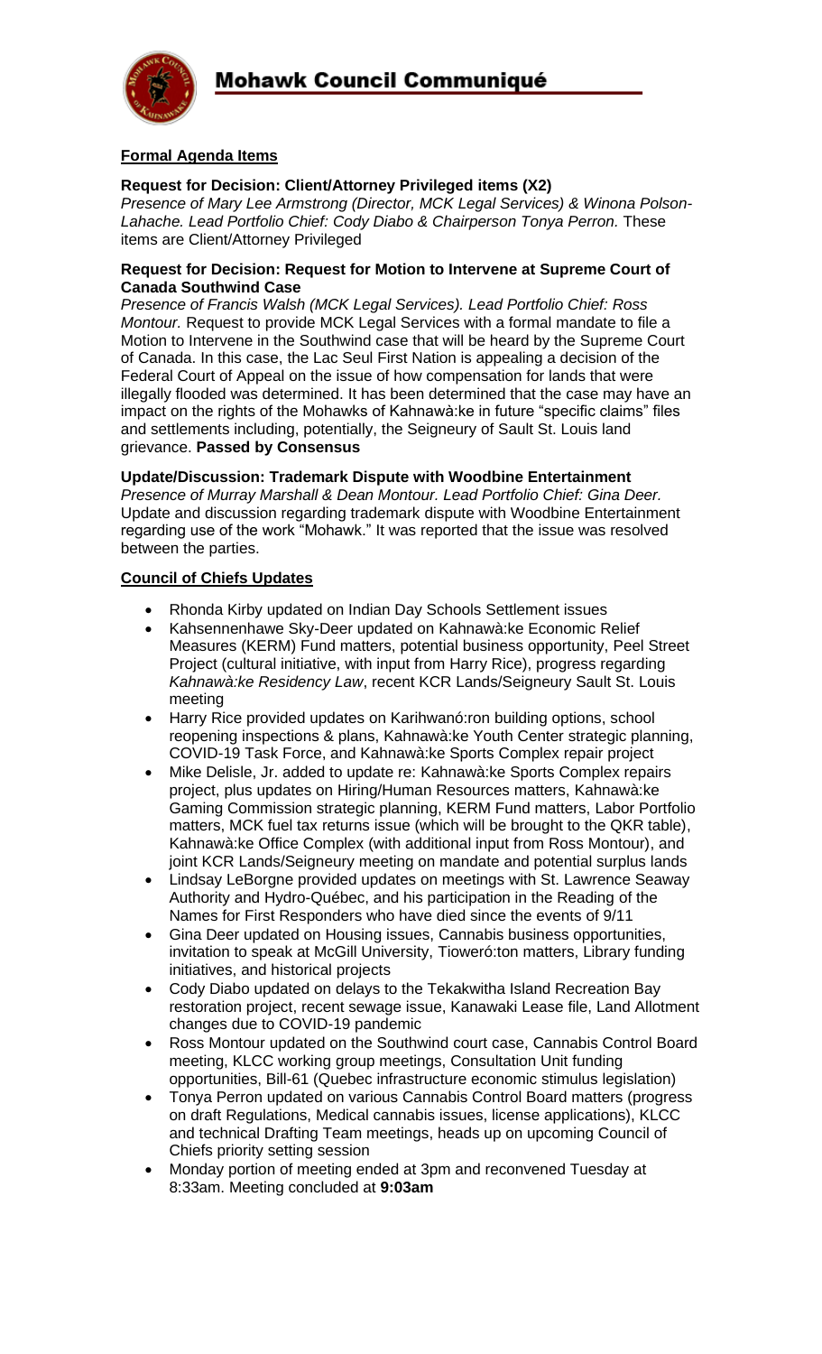## Mohawk Council Communiqué

**Formal Agenda Items**

**Request for Decision: Client/Attorney Privileged items (X2)**
*Presence of Mary Lee Armstrong (Director, MCK Legal Services) & Winona Polson-Lahache. Lead Portfolio Chief: Cody Diabo & Chairperson Tonya Perron.* These items are Client/Attorney Privileged

**Request for Decision: Request for Motion to Intervene at Supreme Court of Canada Southwind Case**
*Presence of Francis Walsh (MCK Legal Services). Lead Portfolio Chief: Ross Montour.* Request to provide MCK Legal Services with a formal mandate to file a Motion to Intervene in the Southwind case that will be heard by the Supreme Court of Canada. In this case, the Lac Seul First Nation is appealing a decision of the Federal Court of Appeal on the issue of how compensation for lands that were illegally flooded was determined. It has been determined that the case may have an impact on the rights of the Mohawks of Kahnawà:ke in future "specific claims" files and settlements including, potentially, the Seigneury of Sault St. Louis land grievance. **Passed by Consensus**

**Update/Discussion: Trademark Dispute with Woodbine Entertainment**
*Presence of Murray Marshall & Dean Montour. Lead Portfolio Chief: Gina Deer.* Update and discussion regarding trademark dispute with Woodbine Entertainment regarding use of the work "Mohawk." It was reported that the issue was resolved between the parties.

**Council of Chiefs Updates**

- Rhonda Kirby updated on Indian Day Schools Settlement issues
- Kahsennenhawe Sky-Deer updated on Kahnawà:ke Economic Relief Measures (KERM) Fund matters, potential business opportunity, Peel Street Project (cultural initiative, with input from Harry Rice), progress regarding *Kahnawà:ke Residency Law*, recent KCR Lands/Seigneury Sault St. Louis meeting
- Harry Rice provided updates on Karihwanó:ron building options, school reopening inspections & plans, Kahnawà:ke Youth Center strategic planning, COVID-19 Task Force, and Kahnawà:ke Sports Complex repair project
- Mike Delisle, Jr. added to update re: Kahnawà:ke Sports Complex repairs project, plus updates on Hiring/Human Resources matters, Kahnawà:ke Gaming Commission strategic planning, KERM Fund matters, Labor Portfolio matters, MCK fuel tax returns issue (which will be brought to the QKR table), Kahnawà:ke Office Complex (with additional input from Ross Montour), and joint KCR Lands/Seigneury meeting on mandate and potential surplus lands
- Lindsay LeBorgne provided updates on meetings with St. Lawrence Seaway Authority and Hydro-Québec, and his participation in the Reading of the Names for First Responders who have died since the events of 9/11
- Gina Deer updated on Housing issues, Cannabis business opportunities, invitation to speak at McGill University, Tioweró:ton matters, Library funding initiatives, and historical projects
- Cody Diabo updated on delays to the Tekakwitha Island Recreation Bay restoration project, recent sewage issue, Kanawaki Lease file, Land Allotment changes due to COVID-19 pandemic
- Ross Montour updated on the Southwind court case, Cannabis Control Board meeting, KLCC working group meetings, Consultation Unit funding opportunities, Bill-61 (Quebec infrastructure economic stimulus legislation)
- Tonya Perron updated on various Cannabis Control Board matters (progress on draft Regulations, Medical cannabis issues, license applications), KLCC and technical Drafting Team meetings, heads up on upcoming Council of Chiefs priority setting session
- Monday portion of meeting ended at 3pm and reconvened Tuesday at 8:33am. Meeting concluded at **9:03am**